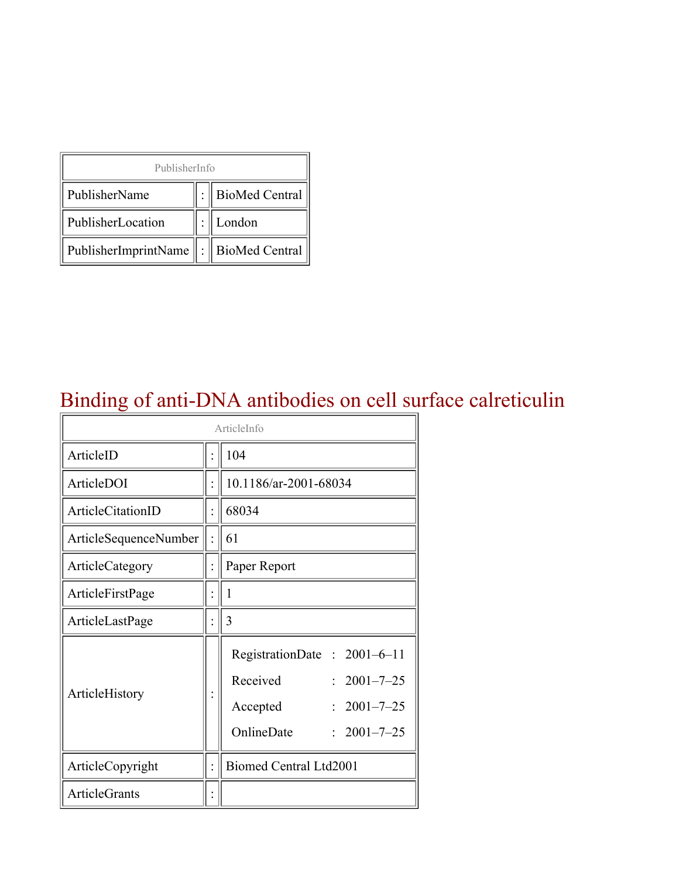| PublisherInfo | | |
|---|---|---|
| PublisherName | : | BioMed Central |
| PublisherLocation | : | London |
| PublisherImprintName | : | BioMed Central |

# Binding of anti-DNA antibodies on cell surface calreticulin

| ArticleInfo | | |
|---|---|---|
| ArticleID | : | 104 |
| ArticleDOI | : | 10.1186/ar-2001-68034 |
| ArticleCitationID | : | 68034 |
| ArticleSequenceNumber | : | 61 |
| ArticleCategory | : | Paper Report |
| ArticleFirstPage | : | 1 |
| ArticleLastPage | : | 3 |
| ArticleHistory | : | RegistrationDate : 2001–6–11<br>Received : 2001–7–25<br>Accepted : 2001–7–25<br>OnlineDate : 2001–7–25 |
| ArticleCopyright | : | Biomed Central Ltd2001 |
| ArticleGrants | : | |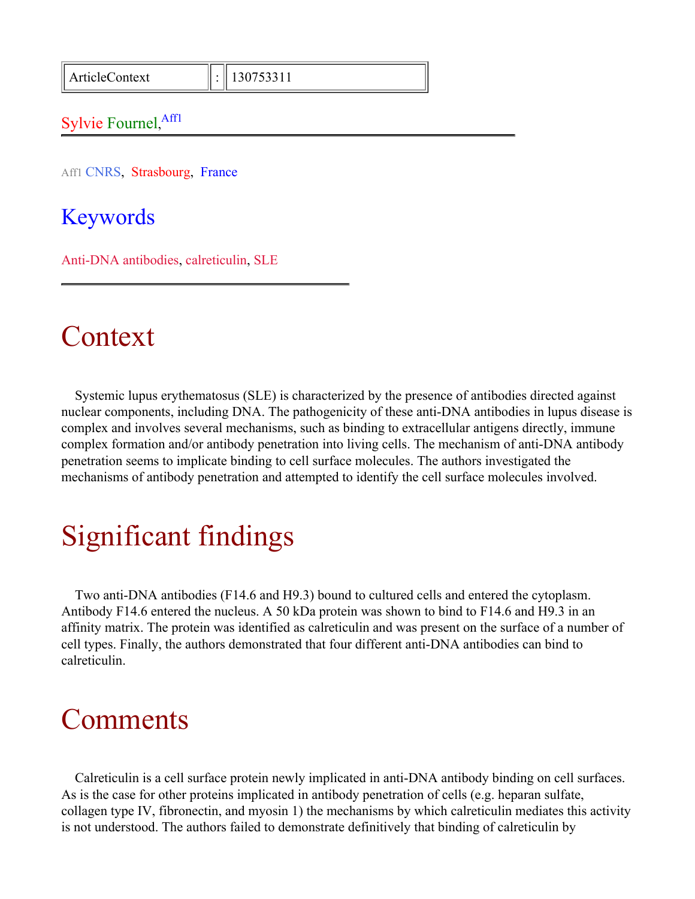| ArticleContext | : | 130753311 |
| --- | --- | --- |

Sylvie Fournel,[Aff1]

---

Aff1 CNRS, Strasbourg, France

## Keywords

Anti-DNA antibodies, calreticulin, SLE

---

# Context

Systemic lupus erythematosus (SLE) is characterized by the presence of antibodies directed against nuclear components, including DNA. The pathogenicity of these anti-DNA antibodies in lupus disease is complex and involves several mechanisms, such as binding to extracellular antigens directly, immune complex formation and/or antibody penetration into living cells. The mechanism of anti-DNA antibody penetration seems to implicate binding to cell surface molecules. The authors investigated the mechanisms of antibody penetration and attempted to identify the cell surface molecules involved.

# Significant findings

Two anti-DNA antibodies (F14.6 and H9.3) bound to cultured cells and entered the cytoplasm. Antibody F14.6 entered the nucleus. A 50 kDa protein was shown to bind to F14.6 and H9.3 in an affinity matrix. The protein was identified as calreticulin and was present on the surface of a number of cell types. Finally, the authors demonstrated that four different anti-DNA antibodies can bind to calreticulin.

# Comments

Calreticulin is a cell surface protein newly implicated in anti-DNA antibody binding on cell surfaces. As is the case for other proteins implicated in antibody penetration of cells (e.g. heparan sulfate, collagen type IV, fibronectin, and myosin 1) the mechanisms by which calreticulin mediates this activity is not understood. The authors failed to demonstrate definitively that binding of calreticulin by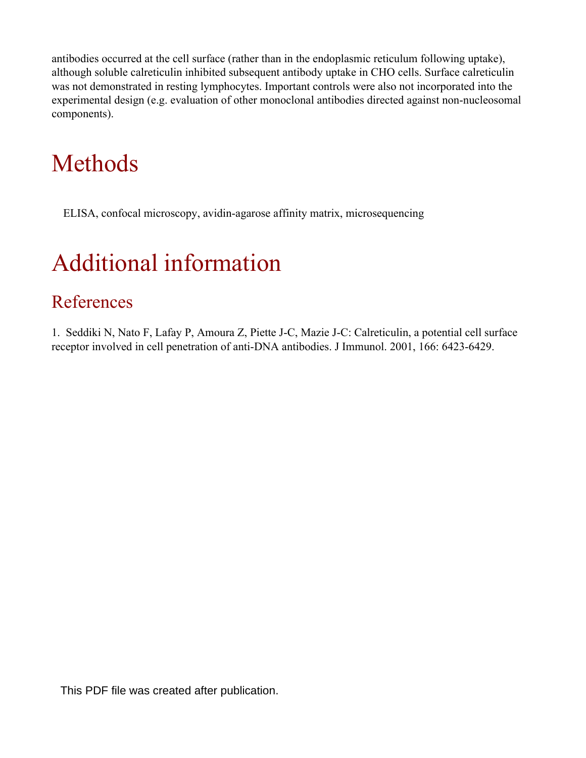antibodies occurred at the cell surface (rather than in the endoplasmic reticulum following uptake), although soluble calreticulin inhibited subsequent antibody uptake in CHO cells. Surface calreticulin was not demonstrated in resting lymphocytes. Important controls were also not incorporated into the experimental design (e.g. evaluation of other monoclonal antibodies directed against non-nucleosomal components).

# Methods

ELISA, confocal microscopy, avidin-agarose affinity matrix, microsequencing

# Additional information

## References

1. Seddiki N, Nato F, Lafay P, Amoura Z, Piette J-C, Mazie J-C: Calreticulin, a potential cell surface receptor involved in cell penetration of anti-DNA antibodies. J Immunol. 2001, 166: 6423-6429.

This PDF file was created after publication.